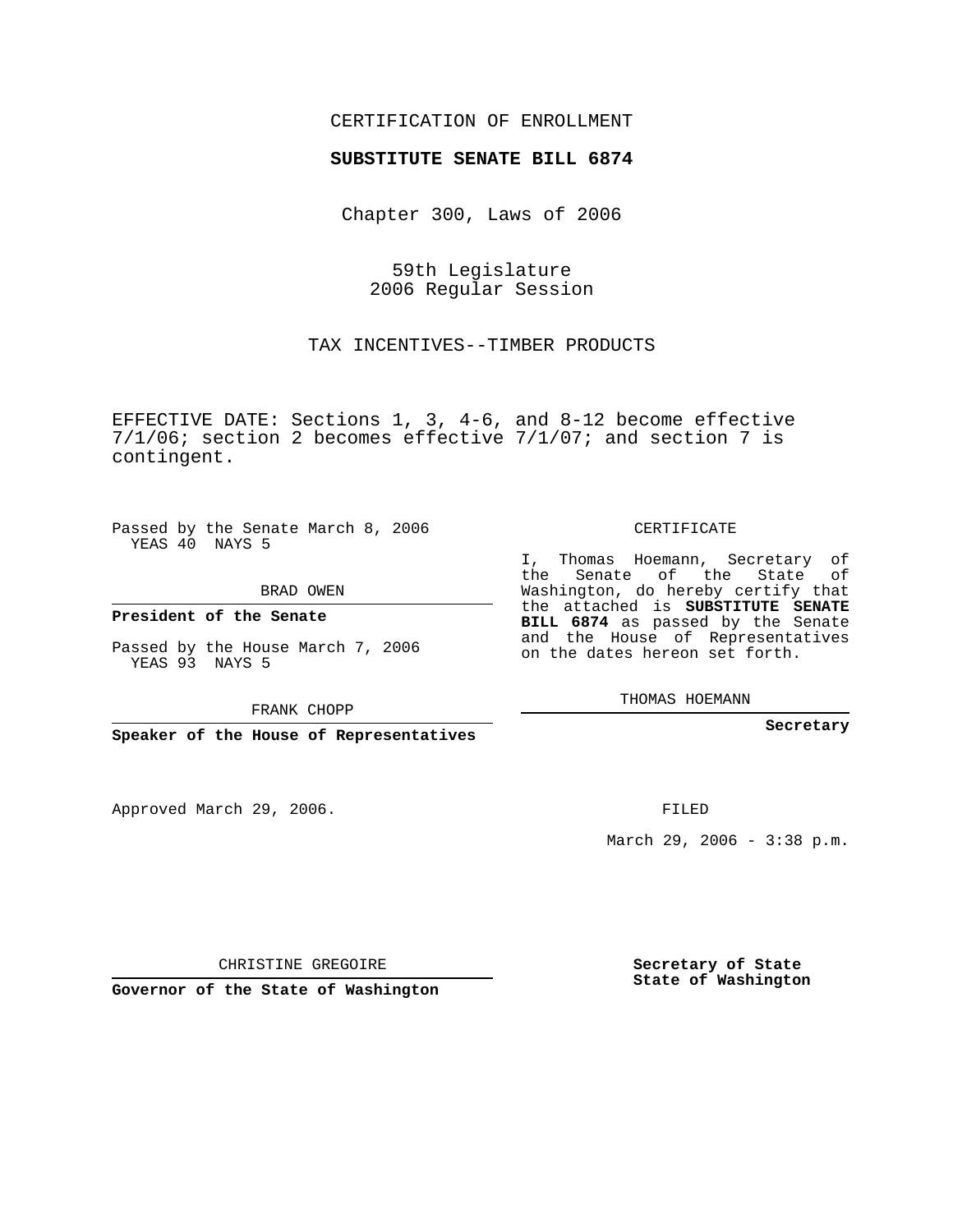CERTIFICATION OF ENROLLMENT

**SUBSTITUTE SENATE BILL 6874**

Chapter 300, Laws of 2006

59th Legislature
2006 Regular Session

TAX INCENTIVES--TIMBER PRODUCTS

EFFECTIVE DATE: Sections 1, 3, 4-6, and 8-12 become effective 7/1/06; section 2 becomes effective 7/1/07; and section 7 is contingent.

Passed by the Senate March 8, 2006
YEAS 40 NAYS 5

BRAD OWEN

**President of the Senate**

Passed by the House March 7, 2006
YEAS 93 NAYS 5

FRANK CHOPP

**Speaker of the House of Representatives**

CERTIFICATE

I, Thomas Hoemann, Secretary of the Senate of the State of Washington, do hereby certify that the attached is **SUBSTITUTE SENATE BILL 6874** as passed by the Senate and the House of Representatives on the dates hereon set forth.

THOMAS HOEMANN

**Secretary**

Approved March 29, 2006.

FILED

March 29, 2006 - 3:38 p.m.

CHRISTINE GREGOIRE

**Governor of the State of Washington**

**Secretary of State**
**State of Washington**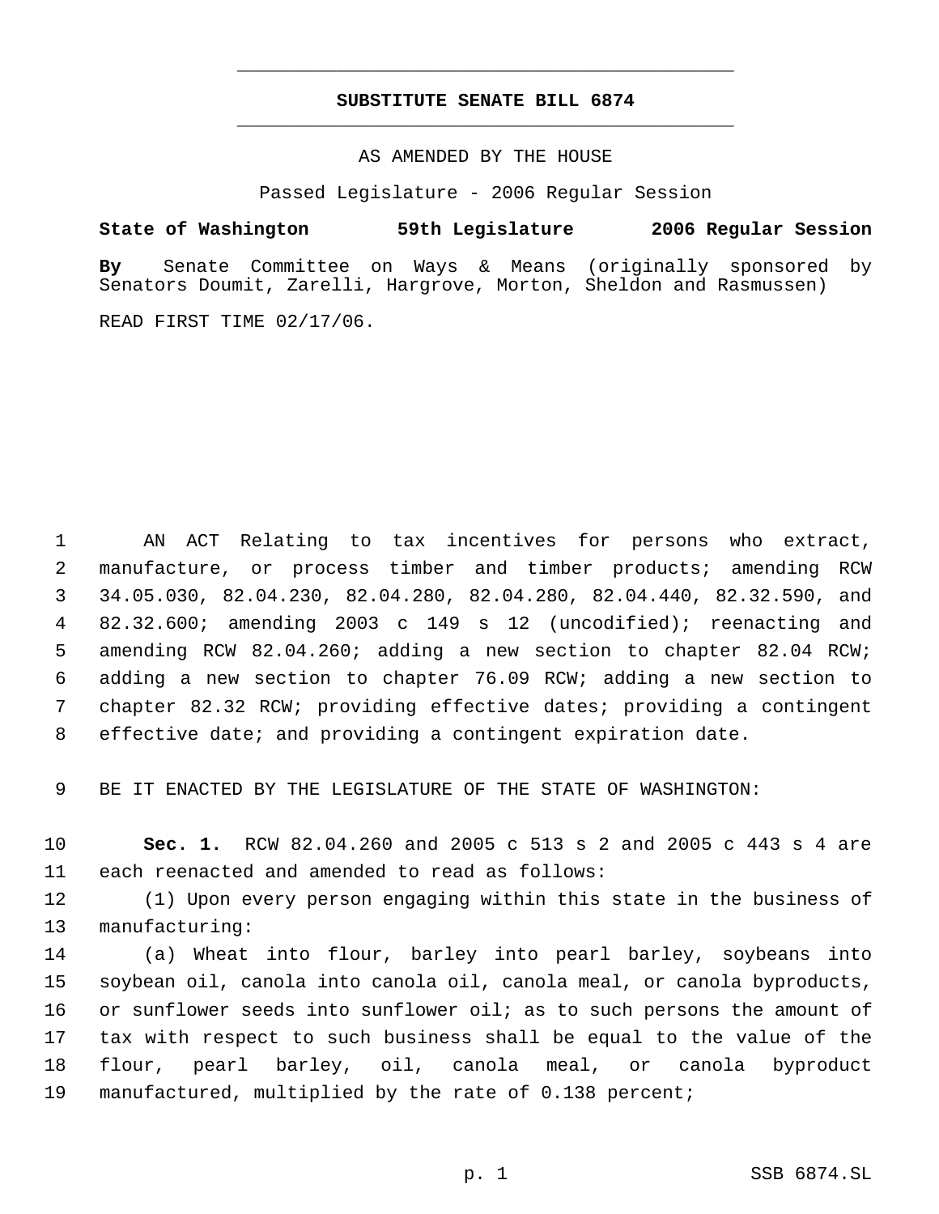**SUBSTITUTE SENATE BILL 6874**

AS AMENDED BY THE HOUSE

Passed Legislature - 2006 Regular Session

**State of Washington 59th Legislature 2006 Regular Session**

**By** Senate Committee on Ways & Means (originally sponsored by Senators Doumit, Zarelli, Hargrove, Morton, Sheldon and Rasmussen)

READ FIRST TIME 02/17/06.

AN ACT Relating to tax incentives for persons who extract, manufacture, or process timber and timber products; amending RCW 34.05.030, 82.04.230, 82.04.280, 82.04.280, 82.04.440, 82.32.590, and 82.32.600; amending 2003 c 149 s 12 (uncodified); reenacting and amending RCW 82.04.260; adding a new section to chapter 82.04 RCW; adding a new section to chapter 76.09 RCW; adding a new section to chapter 82.32 RCW; providing effective dates; providing a contingent effective date; and providing a contingent expiration date.

BE IT ENACTED BY THE LEGISLATURE OF THE STATE OF WASHINGTON:

**Sec. 1.** RCW 82.04.260 and 2005 c 513 s 2 and 2005 c 443 s 4 are each reenacted and amended to read as follows:

(1) Upon every person engaging within this state in the business of manufacturing:

(a) Wheat into flour, barley into pearl barley, soybeans into soybean oil, canola into canola oil, canola meal, or canola byproducts, or sunflower seeds into sunflower oil; as to such persons the amount of tax with respect to such business shall be equal to the value of the flour, pearl barley, oil, canola meal, or canola byproduct manufactured, multiplied by the rate of 0.138 percent;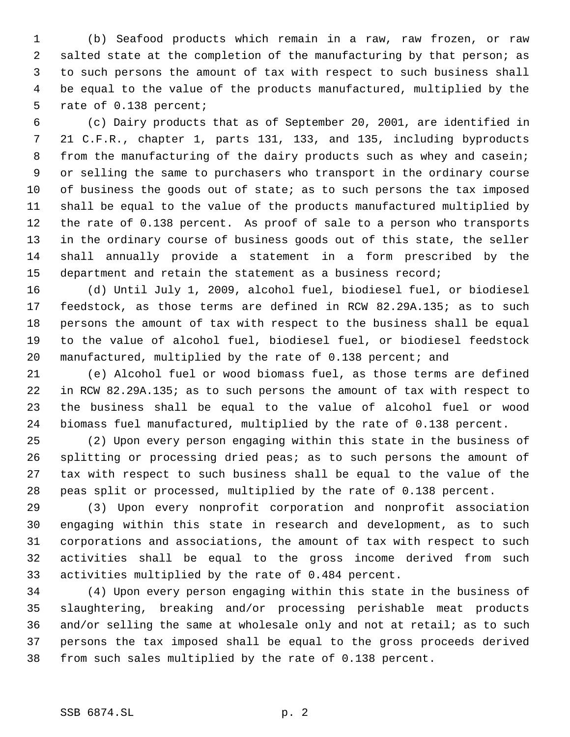(b) Seafood products which remain in a raw, raw frozen, or raw salted state at the completion of the manufacturing by that person; as to such persons the amount of tax with respect to such business shall be equal to the value of the products manufactured, multiplied by the rate of 0.138 percent;

(c) Dairy products that as of September 20, 2001, are identified in 21 C.F.R., chapter 1, parts 131, 133, and 135, including byproducts from the manufacturing of the dairy products such as whey and casein; or selling the same to purchasers who transport in the ordinary course of business the goods out of state; as to such persons the tax imposed shall be equal to the value of the products manufactured multiplied by the rate of 0.138 percent. As proof of sale to a person who transports in the ordinary course of business goods out of this state, the seller shall annually provide a statement in a form prescribed by the department and retain the statement as a business record;

(d) Until July 1, 2009, alcohol fuel, biodiesel fuel, or biodiesel feedstock, as those terms are defined in RCW 82.29A.135; as to such persons the amount of tax with respect to the business shall be equal to the value of alcohol fuel, biodiesel fuel, or biodiesel feedstock manufactured, multiplied by the rate of 0.138 percent; and

(e) Alcohol fuel or wood biomass fuel, as those terms are defined in RCW 82.29A.135; as to such persons the amount of tax with respect to the business shall be equal to the value of alcohol fuel or wood biomass fuel manufactured, multiplied by the rate of 0.138 percent.

(2) Upon every person engaging within this state in the business of splitting or processing dried peas; as to such persons the amount of tax with respect to such business shall be equal to the value of the peas split or processed, multiplied by the rate of 0.138 percent.

(3) Upon every nonprofit corporation and nonprofit association engaging within this state in research and development, as to such corporations and associations, the amount of tax with respect to such activities shall be equal to the gross income derived from such activities multiplied by the rate of 0.484 percent.

(4) Upon every person engaging within this state in the business of slaughtering, breaking and/or processing perishable meat products and/or selling the same at wholesale only and not at retail; as to such persons the tax imposed shall be equal to the gross proceeds derived from such sales multiplied by the rate of 0.138 percent.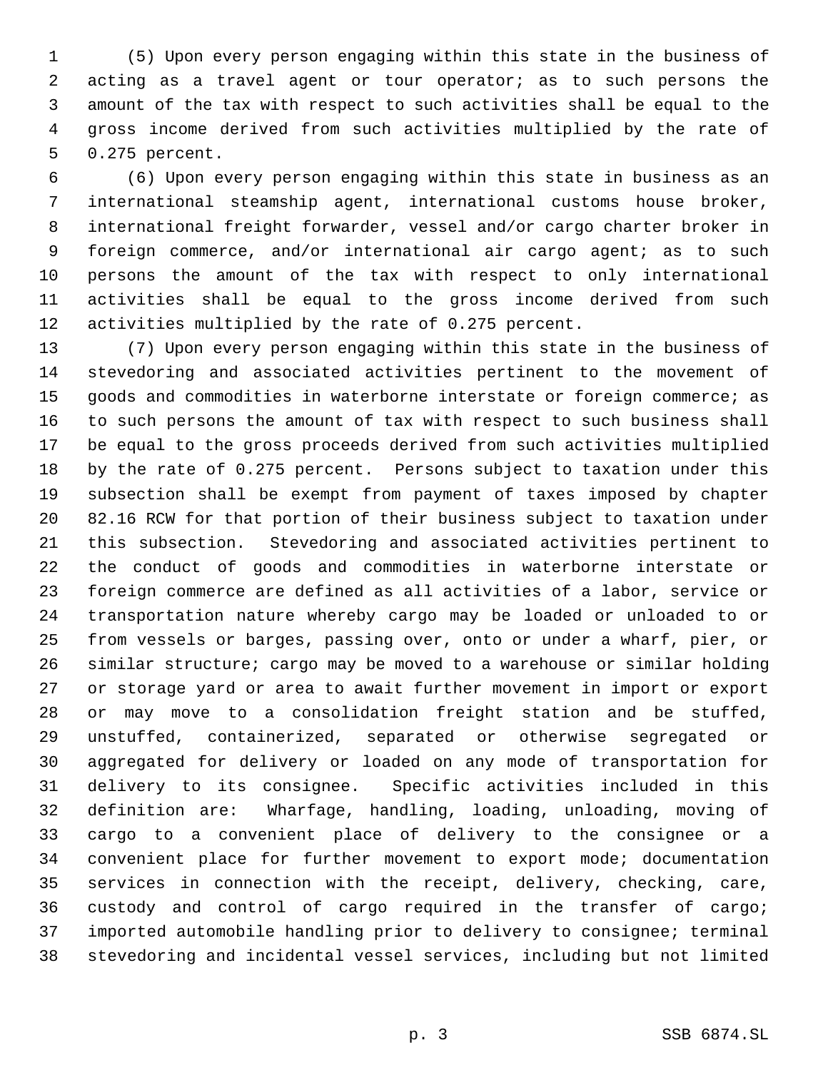(5) Upon every person engaging within this state in the business of acting as a travel agent or tour operator; as to such persons the amount of the tax with respect to such activities shall be equal to the gross income derived from such activities multiplied by the rate of 0.275 percent.

(6) Upon every person engaging within this state in business as an international steamship agent, international customs house broker, international freight forwarder, vessel and/or cargo charter broker in foreign commerce, and/or international air cargo agent; as to such persons the amount of the tax with respect to only international activities shall be equal to the gross income derived from such activities multiplied by the rate of 0.275 percent.

(7) Upon every person engaging within this state in the business of stevedoring and associated activities pertinent to the movement of goods and commodities in waterborne interstate or foreign commerce; as to such persons the amount of tax with respect to such business shall be equal to the gross proceeds derived from such activities multiplied by the rate of 0.275 percent. Persons subject to taxation under this subsection shall be exempt from payment of taxes imposed by chapter 82.16 RCW for that portion of their business subject to taxation under this subsection. Stevedoring and associated activities pertinent to the conduct of goods and commodities in waterborne interstate or foreign commerce are defined as all activities of a labor, service or transportation nature whereby cargo may be loaded or unloaded to or from vessels or barges, passing over, onto or under a wharf, pier, or similar structure; cargo may be moved to a warehouse or similar holding or storage yard or area to await further movement in import or export or may move to a consolidation freight station and be stuffed, unstuffed, containerized, separated or otherwise segregated or aggregated for delivery or loaded on any mode of transportation for delivery to its consignee. Specific activities included in this definition are: Wharfage, handling, loading, unloading, moving of cargo to a convenient place of delivery to the consignee or a convenient place for further movement to export mode; documentation services in connection with the receipt, delivery, checking, care, custody and control of cargo required in the transfer of cargo; imported automobile handling prior to delivery to consignee; terminal stevedoring and incidental vessel services, including but not limited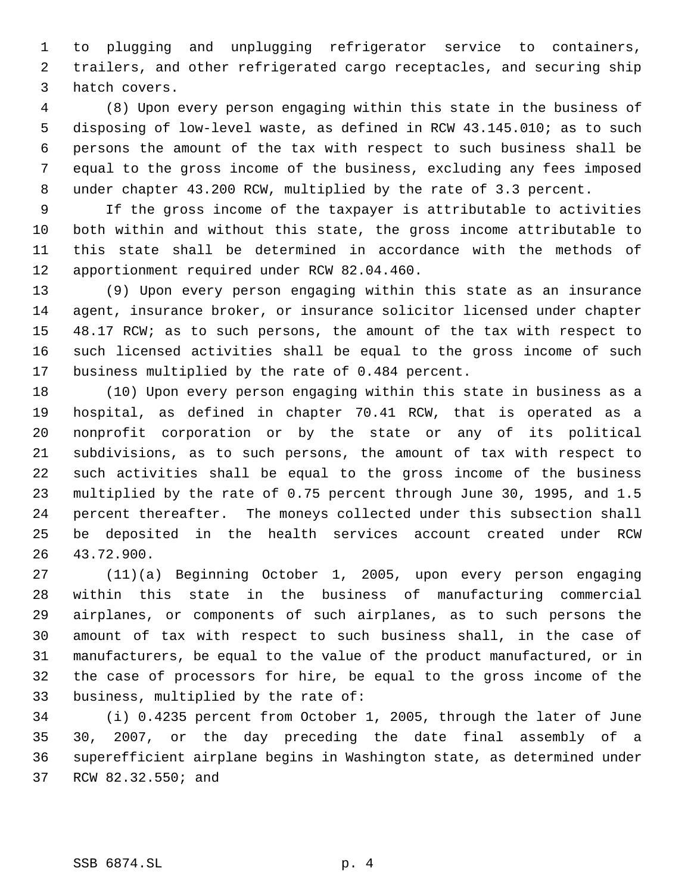to plugging and unplugging refrigerator service to containers, trailers, and other refrigerated cargo receptacles, and securing ship hatch covers.

(8) Upon every person engaging within this state in the business of disposing of low-level waste, as defined in RCW 43.145.010; as to such persons the amount of the tax with respect to such business shall be equal to the gross income of the business, excluding any fees imposed under chapter 43.200 RCW, multiplied by the rate of 3.3 percent.

If the gross income of the taxpayer is attributable to activities both within and without this state, the gross income attributable to this state shall be determined in accordance with the methods of apportionment required under RCW 82.04.460.

(9) Upon every person engaging within this state as an insurance agent, insurance broker, or insurance solicitor licensed under chapter 48.17 RCW; as to such persons, the amount of the tax with respect to such licensed activities shall be equal to the gross income of such business multiplied by the rate of 0.484 percent.

(10) Upon every person engaging within this state in business as a hospital, as defined in chapter 70.41 RCW, that is operated as a nonprofit corporation or by the state or any of its political subdivisions, as to such persons, the amount of tax with respect to such activities shall be equal to the gross income of the business multiplied by the rate of 0.75 percent through June 30, 1995, and 1.5 percent thereafter. The moneys collected under this subsection shall be deposited in the health services account created under RCW 43.72.900.

(11)(a) Beginning October 1, 2005, upon every person engaging within this state in the business of manufacturing commercial airplanes, or components of such airplanes, as to such persons the amount of tax with respect to such business shall, in the case of manufacturers, be equal to the value of the product manufactured, or in the case of processors for hire, be equal to the gross income of the business, multiplied by the rate of:

(i) 0.4235 percent from October 1, 2005, through the later of June 30, 2007, or the day preceding the date final assembly of a superefficient airplane begins in Washington state, as determined under RCW 82.32.550; and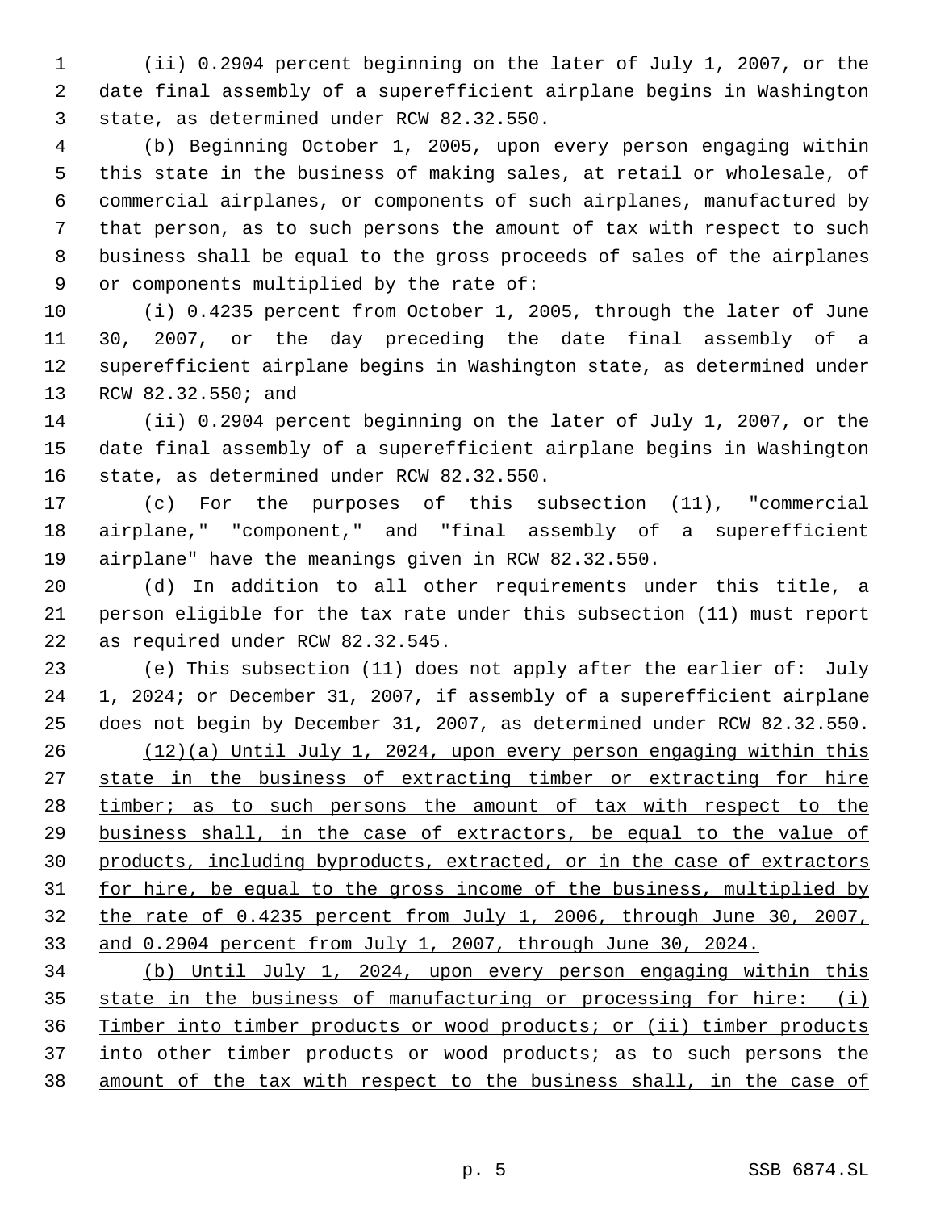(ii) 0.2904 percent beginning on the later of July 1, 2007, or the date final assembly of a superefficient airplane begins in Washington state, as determined under RCW 82.32.550.

(b) Beginning October 1, 2005, upon every person engaging within this state in the business of making sales, at retail or wholesale, of commercial airplanes, or components of such airplanes, manufactured by that person, as to such persons the amount of tax with respect to such business shall be equal to the gross proceeds of sales of the airplanes or components multiplied by the rate of:

(i) 0.4235 percent from October 1, 2005, through the later of June 30, 2007, or the day preceding the date final assembly of a superefficient airplane begins in Washington state, as determined under RCW 82.32.550; and

(ii) 0.2904 percent beginning on the later of July 1, 2007, or the date final assembly of a superefficient airplane begins in Washington state, as determined under RCW 82.32.550.

(c) For the purposes of this subsection (11), "commercial airplane," "component," and "final assembly of a superefficient airplane" have the meanings given in RCW 82.32.550.

(d) In addition to all other requirements under this title, a person eligible for the tax rate under this subsection (11) must report as required under RCW 82.32.545.

(e) This subsection (11) does not apply after the earlier of: July 1, 2024; or December 31, 2007, if assembly of a superefficient airplane does not begin by December 31, 2007, as determined under RCW 82.32.550.

(12)(a) Until July 1, 2024, upon every person engaging within this state in the business of extracting timber or extracting for hire timber; as to such persons the amount of tax with respect to the business shall, in the case of extractors, be equal to the value of products, including byproducts, extracted, or in the case of extractors for hire, be equal to the gross income of the business, multiplied by the rate of 0.4235 percent from July 1, 2006, through June 30, 2007, and 0.2904 percent from July 1, 2007, through June 30, 2024.

(b) Until July 1, 2024, upon every person engaging within this state in the business of manufacturing or processing for hire: (i) Timber into timber products or wood products; or (ii) timber products into other timber products or wood products; as to such persons the amount of the tax with respect to the business shall, in the case of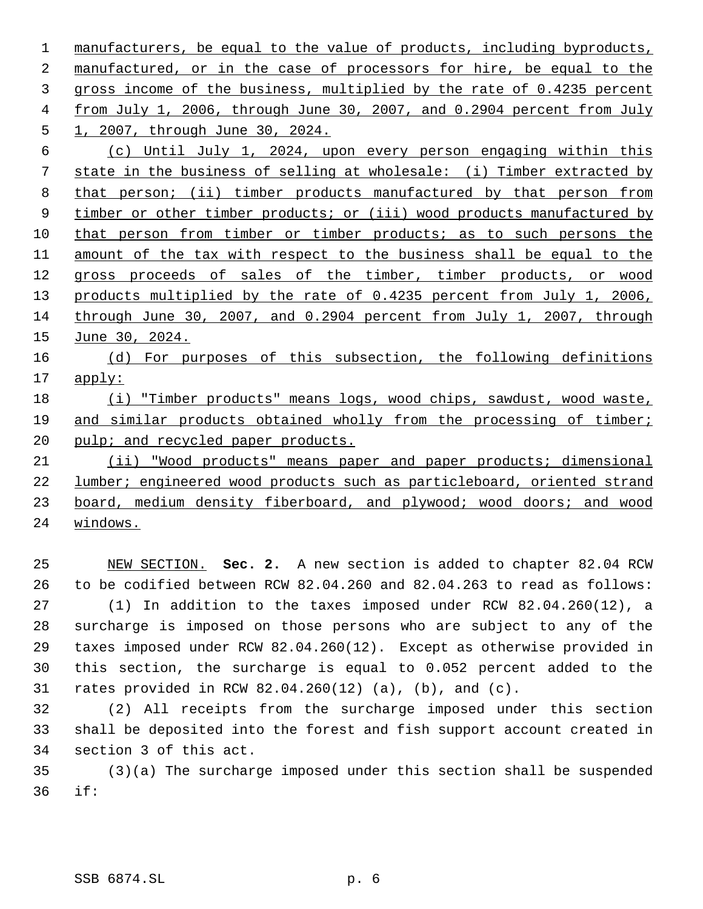manufacturers, be equal to the value of products, including byproducts, manufactured, or in the case of processors for hire, be equal to the gross income of the business, multiplied by the rate of 0.4235 percent from July 1, 2006, through June 30, 2007, and 0.2904 percent from July 1, 2007, through June 30, 2024.

(c) Until July 1, 2024, upon every person engaging within this state in the business of selling at wholesale: (i) Timber extracted by that person; (ii) timber products manufactured by that person from timber or other timber products; or (iii) wood products manufactured by that person from timber or timber products; as to such persons the amount of the tax with respect to the business shall be equal to the gross proceeds of sales of the timber, timber products, or wood products multiplied by the rate of 0.4235 percent from July 1, 2006, through June 30, 2007, and 0.2904 percent from July 1, 2007, through June 30, 2024.

(d) For purposes of this subsection, the following definitions apply:

(i) "Timber products" means logs, wood chips, sawdust, wood waste, and similar products obtained wholly from the processing of timber; pulp; and recycled paper products.

(ii) "Wood products" means paper and paper products; dimensional lumber; engineered wood products such as particleboard, oriented strand board, medium density fiberboard, and plywood; wood doors; and wood windows.

NEW SECTION. **Sec. 2.** A new section is added to chapter 82.04 RCW to be codified between RCW 82.04.260 and 82.04.263 to read as follows:

(1) In addition to the taxes imposed under RCW 82.04.260(12), a surcharge is imposed on those persons who are subject to any of the taxes imposed under RCW 82.04.260(12). Except as otherwise provided in this section, the surcharge is equal to 0.052 percent added to the rates provided in RCW 82.04.260(12) (a), (b), and (c).

(2) All receipts from the surcharge imposed under this section shall be deposited into the forest and fish support account created in section 3 of this act.

(3)(a) The surcharge imposed under this section shall be suspended if: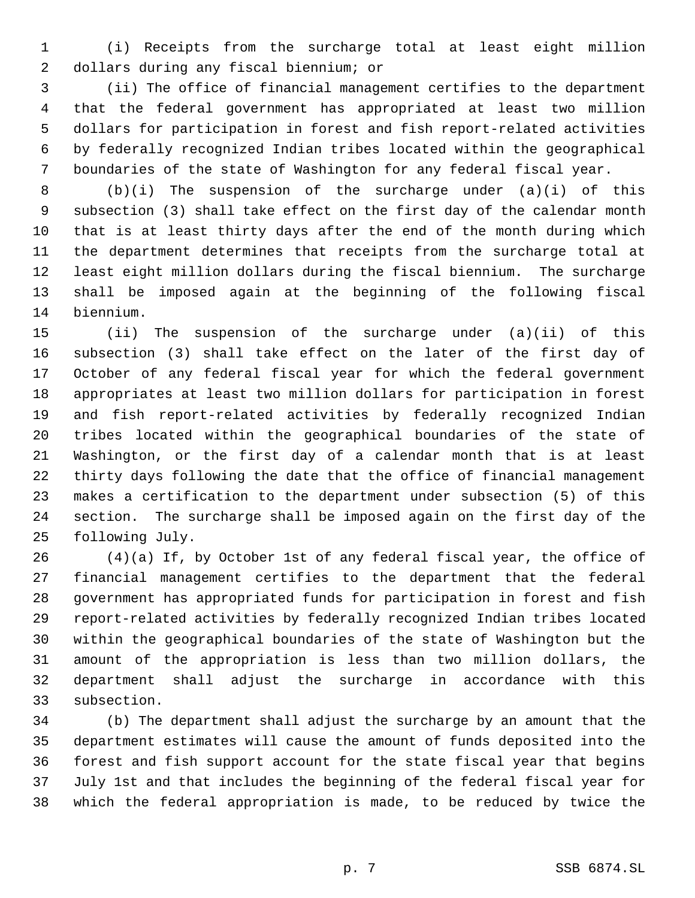(i) Receipts from the surcharge total at least eight million dollars during any fiscal biennium; or

(ii) The office of financial management certifies to the department that the federal government has appropriated at least two million dollars for participation in forest and fish report-related activities by federally recognized Indian tribes located within the geographical boundaries of the state of Washington for any federal fiscal year.

(b)(i) The suspension of the surcharge under (a)(i) of this subsection (3) shall take effect on the first day of the calendar month that is at least thirty days after the end of the month during which the department determines that receipts from the surcharge total at least eight million dollars during the fiscal biennium. The surcharge shall be imposed again at the beginning of the following fiscal biennium.

(ii) The suspension of the surcharge under (a)(ii) of this subsection (3) shall take effect on the later of the first day of October of any federal fiscal year for which the federal government appropriates at least two million dollars for participation in forest and fish report-related activities by federally recognized Indian tribes located within the geographical boundaries of the state of Washington, or the first day of a calendar month that is at least thirty days following the date that the office of financial management makes a certification to the department under subsection (5) of this section. The surcharge shall be imposed again on the first day of the following July.

(4)(a) If, by October 1st of any federal fiscal year, the office of financial management certifies to the department that the federal government has appropriated funds for participation in forest and fish report-related activities by federally recognized Indian tribes located within the geographical boundaries of the state of Washington but the amount of the appropriation is less than two million dollars, the department shall adjust the surcharge in accordance with this subsection.

(b) The department shall adjust the surcharge by an amount that the department estimates will cause the amount of funds deposited into the forest and fish support account for the state fiscal year that begins July 1st and that includes the beginning of the federal fiscal year for which the federal appropriation is made, to be reduced by twice the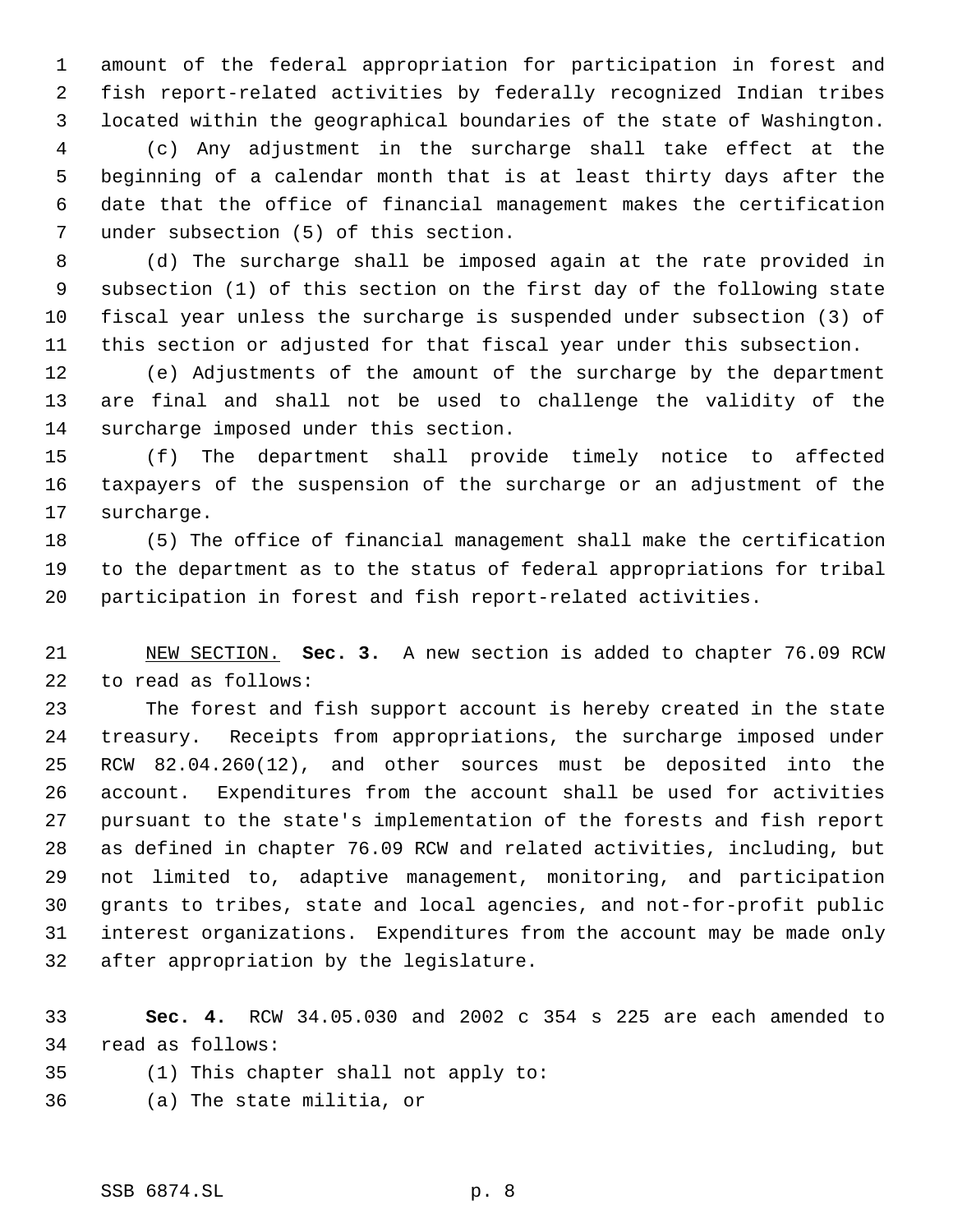amount of the federal appropriation for participation in forest and fish report-related activities by federally recognized Indian tribes located within the geographical boundaries of the state of Washington.

(c) Any adjustment in the surcharge shall take effect at the beginning of a calendar month that is at least thirty days after the date that the office of financial management makes the certification under subsection (5) of this section.

(d) The surcharge shall be imposed again at the rate provided in subsection (1) of this section on the first day of the following state fiscal year unless the surcharge is suspended under subsection (3) of this section or adjusted for that fiscal year under this subsection.

(e) Adjustments of the amount of the surcharge by the department are final and shall not be used to challenge the validity of the surcharge imposed under this section.

(f) The department shall provide timely notice to affected taxpayers of the suspension of the surcharge or an adjustment of the surcharge.

(5) The office of financial management shall make the certification to the department as to the status of federal appropriations for tribal participation in forest and fish report-related activities.

NEW SECTION. **Sec. 3.** A new section is added to chapter 76.09 RCW to read as follows:

The forest and fish support account is hereby created in the state treasury. Receipts from appropriations, the surcharge imposed under RCW 82.04.260(12), and other sources must be deposited into the account. Expenditures from the account shall be used for activities pursuant to the state's implementation of the forests and fish report as defined in chapter 76.09 RCW and related activities, including, but not limited to, adaptive management, monitoring, and participation grants to tribes, state and local agencies, and not-for-profit public interest organizations. Expenditures from the account may be made only after appropriation by the legislature.

**Sec. 4.** RCW 34.05.030 and 2002 c 354 s 225 are each amended to read as follows:

(1) This chapter shall not apply to:

(a) The state militia, or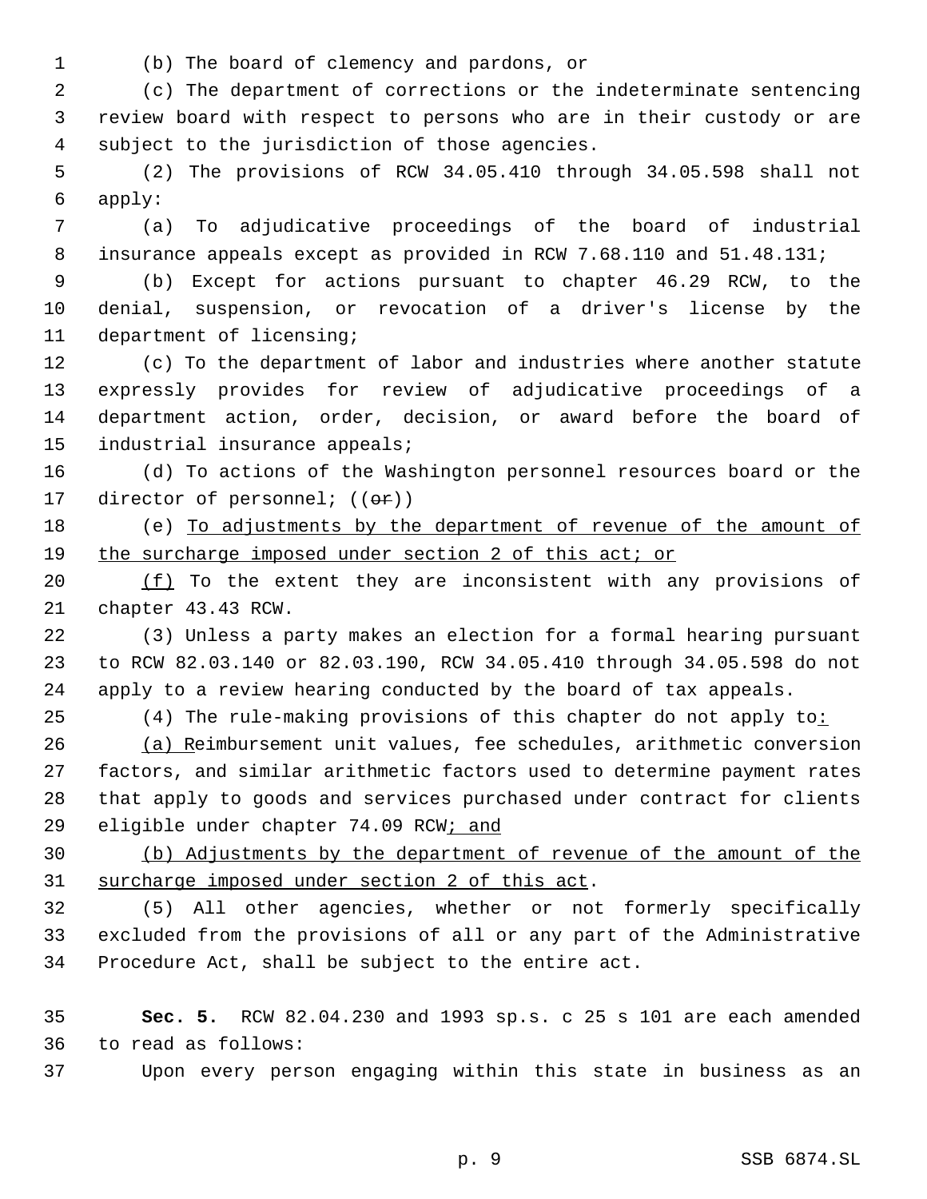(b) The board of clemency and pardons, or

(c) The department of corrections or the indeterminate sentencing review board with respect to persons who are in their custody or are subject to the jurisdiction of those agencies.

(2) The provisions of RCW 34.05.410 through 34.05.598 shall not apply:

(a) To adjudicative proceedings of the board of industrial insurance appeals except as provided in RCW 7.68.110 and 51.48.131;

(b) Except for actions pursuant to chapter 46.29 RCW, to the denial, suspension, or revocation of a driver's license by the department of licensing;

(c) To the department of labor and industries where another statute expressly provides for review of adjudicative proceedings of a department action, order, decision, or award before the board of industrial insurance appeals;

(d) To actions of the Washington personnel resources board or the director of personnel; ((~~or~~))

(e) <u>To adjustments by the department of revenue of the amount of the surcharge imposed under section 2 of this act; or</u>

<u>(f)</u> To the extent they are inconsistent with any provisions of chapter 43.43 RCW.

(3) Unless a party makes an election for a formal hearing pursuant to RCW 82.03.140 or 82.03.190, RCW 34.05.410 through 34.05.598 do not apply to a review hearing conducted by the board of tax appeals.

(4) The rule-making provisions of this chapter do not apply to<u>:</u>

<u>(a) R</u>eimbursement unit values, fee schedules, arithmetic conversion factors, and similar arithmetic factors used to determine payment rates that apply to goods and services purchased under contract for clients eligible under chapter 74.09 RCW<u>; and</u>

<u>(b) Adjustments by the department of revenue of the amount of the surcharge imposed under section 2 of this act</u>.

(5) All other agencies, whether or not formerly specifically excluded from the provisions of all or any part of the Administrative Procedure Act, shall be subject to the entire act.

**Sec. 5.** RCW 82.04.230 and 1993 sp.s. c 25 s 101 are each amended to read as follows:

Upon every person engaging within this state in business as an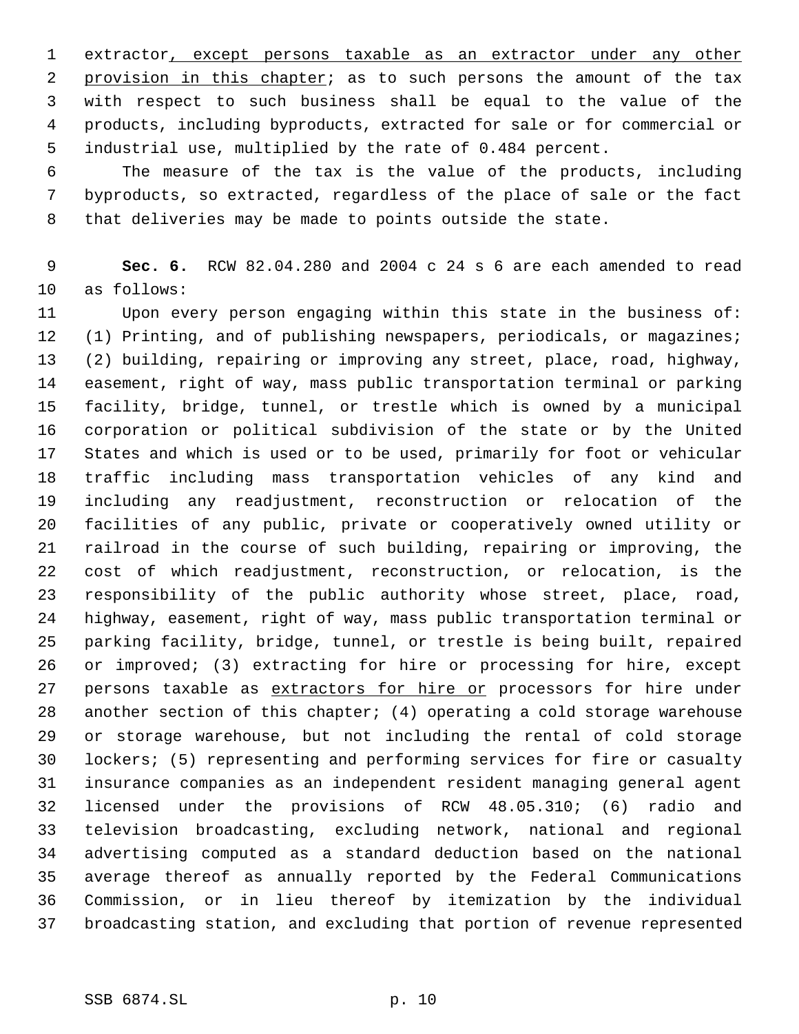extractor, except persons taxable as an extractor under any other provision in this chapter; as to such persons the amount of the tax with respect to such business shall be equal to the value of the products, including byproducts, extracted for sale or for commercial or industrial use, multiplied by the rate of 0.484 percent.

The measure of the tax is the value of the products, including byproducts, so extracted, regardless of the place of sale or the fact that deliveries may be made to points outside the state.

**Sec. 6.** RCW 82.04.280 and 2004 c 24 s 6 are each amended to read as follows:

Upon every person engaging within this state in the business of: (1) Printing, and of publishing newspapers, periodicals, or magazines; (2) building, repairing or improving any street, place, road, highway, easement, right of way, mass public transportation terminal or parking facility, bridge, tunnel, or trestle which is owned by a municipal corporation or political subdivision of the state or by the United States and which is used or to be used, primarily for foot or vehicular traffic including mass transportation vehicles of any kind and including any readjustment, reconstruction or relocation of the facilities of any public, private or cooperatively owned utility or railroad in the course of such building, repairing or improving, the cost of which readjustment, reconstruction, or relocation, is the responsibility of the public authority whose street, place, road, highway, easement, right of way, mass public transportation terminal or parking facility, bridge, tunnel, or trestle is being built, repaired or improved; (3) extracting for hire or processing for hire, except persons taxable as extractors for hire or processors for hire under another section of this chapter; (4) operating a cold storage warehouse or storage warehouse, but not including the rental of cold storage lockers; (5) representing and performing services for fire or casualty insurance companies as an independent resident managing general agent licensed under the provisions of RCW 48.05.310; (6) radio and television broadcasting, excluding network, national and regional advertising computed as a standard deduction based on the national average thereof as annually reported by the Federal Communications Commission, or in lieu thereof by itemization by the individual broadcasting station, and excluding that portion of revenue represented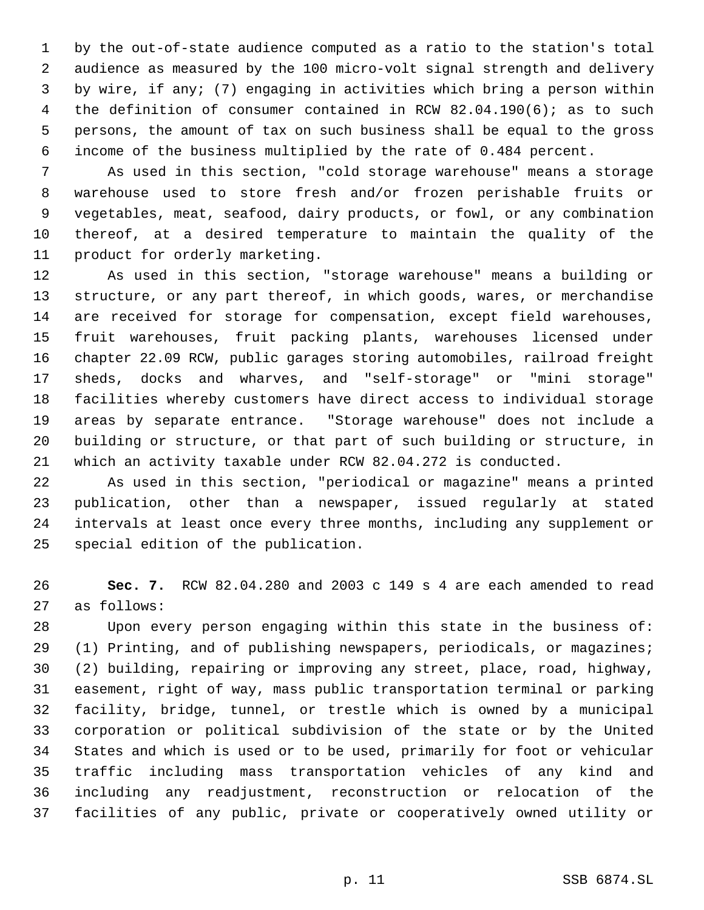by the out-of-state audience computed as a ratio to the station's total audience as measured by the 100 micro-volt signal strength and delivery by wire, if any; (7) engaging in activities which bring a person within the definition of consumer contained in RCW 82.04.190(6); as to such persons, the amount of tax on such business shall be equal to the gross income of the business multiplied by the rate of 0.484 percent.

As used in this section, "cold storage warehouse" means a storage warehouse used to store fresh and/or frozen perishable fruits or vegetables, meat, seafood, dairy products, or fowl, or any combination thereof, at a desired temperature to maintain the quality of the product for orderly marketing.

As used in this section, "storage warehouse" means a building or structure, or any part thereof, in which goods, wares, or merchandise are received for storage for compensation, except field warehouses, fruit warehouses, fruit packing plants, warehouses licensed under chapter 22.09 RCW, public garages storing automobiles, railroad freight sheds, docks and wharves, and "self-storage" or "mini storage" facilities whereby customers have direct access to individual storage areas by separate entrance. "Storage warehouse" does not include a building or structure, or that part of such building or structure, in which an activity taxable under RCW 82.04.272 is conducted.

As used in this section, "periodical or magazine" means a printed publication, other than a newspaper, issued regularly at stated intervals at least once every three months, including any supplement or special edition of the publication.

**Sec. 7.** RCW 82.04.280 and 2003 c 149 s 4 are each amended to read as follows:

Upon every person engaging within this state in the business of: (1) Printing, and of publishing newspapers, periodicals, or magazines; (2) building, repairing or improving any street, place, road, highway, easement, right of way, mass public transportation terminal or parking facility, bridge, tunnel, or trestle which is owned by a municipal corporation or political subdivision of the state or by the United States and which is used or to be used, primarily for foot or vehicular traffic including mass transportation vehicles of any kind and including any readjustment, reconstruction or relocation of the facilities of any public, private or cooperatively owned utility or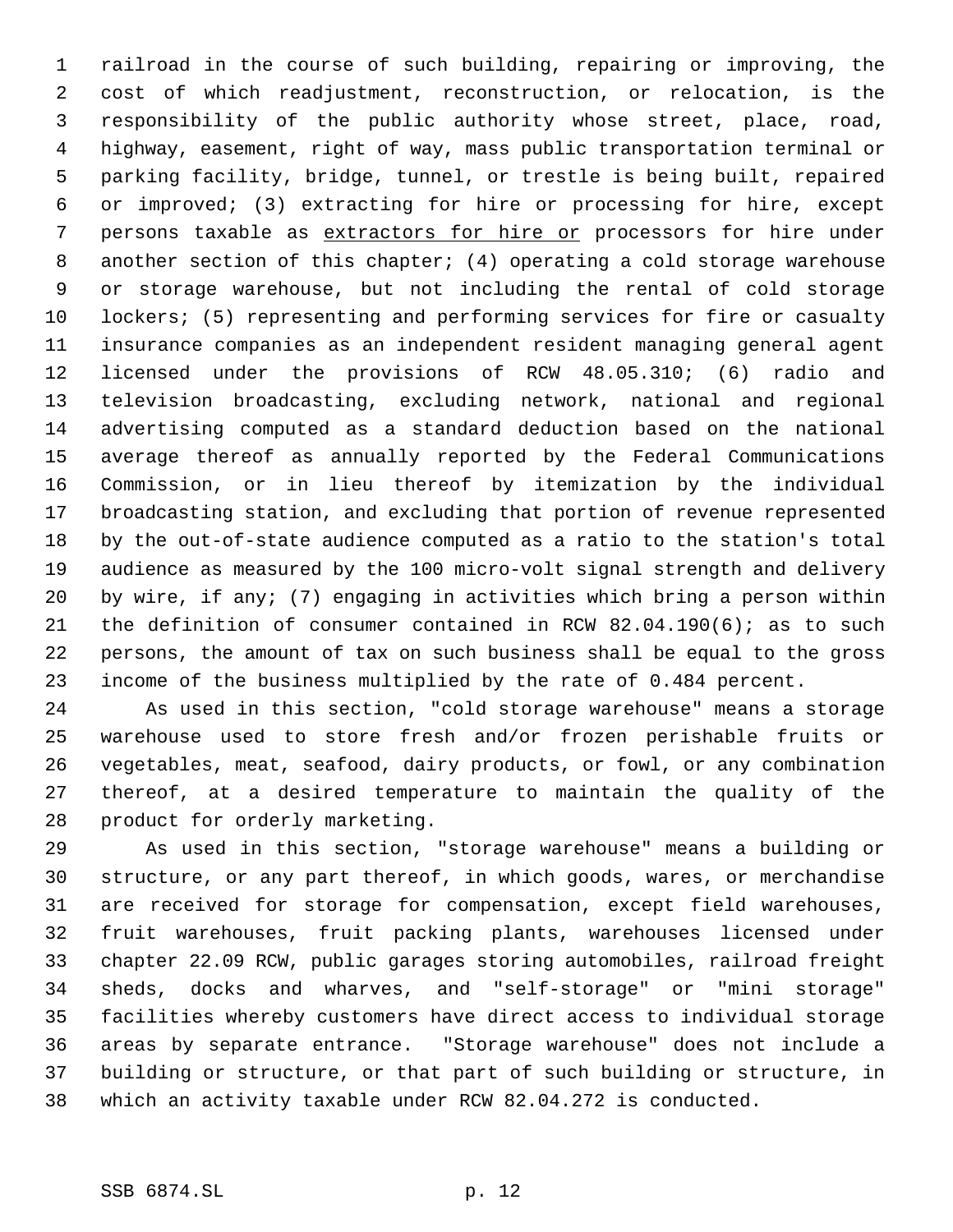railroad in the course of such building, repairing or improving, the cost of which readjustment, reconstruction, or relocation, is the responsibility of the public authority whose street, place, road, highway, easement, right of way, mass public transportation terminal or parking facility, bridge, tunnel, or trestle is being built, repaired or improved; (3) extracting for hire or processing for hire, except persons taxable as <u>extractors for hire or</u> processors for hire under another section of this chapter; (4) operating a cold storage warehouse or storage warehouse, but not including the rental of cold storage lockers; (5) representing and performing services for fire or casualty insurance companies as an independent resident managing general agent licensed under the provisions of RCW 48.05.310; (6) radio and television broadcasting, excluding network, national and regional advertising computed as a standard deduction based on the national average thereof as annually reported by the Federal Communications Commission, or in lieu thereof by itemization by the individual broadcasting station, and excluding that portion of revenue represented by the out-of-state audience computed as a ratio to the station's total audience as measured by the 100 micro-volt signal strength and delivery by wire, if any; (7) engaging in activities which bring a person within the definition of consumer contained in RCW 82.04.190(6); as to such persons, the amount of tax on such business shall be equal to the gross income of the business multiplied by the rate of 0.484 percent.

As used in this section, "cold storage warehouse" means a storage warehouse used to store fresh and/or frozen perishable fruits or vegetables, meat, seafood, dairy products, or fowl, or any combination thereof, at a desired temperature to maintain the quality of the product for orderly marketing.

As used in this section, "storage warehouse" means a building or structure, or any part thereof, in which goods, wares, or merchandise are received for storage for compensation, except field warehouses, fruit warehouses, fruit packing plants, warehouses licensed under chapter 22.09 RCW, public garages storing automobiles, railroad freight sheds, docks and wharves, and "self-storage" or "mini storage" facilities whereby customers have direct access to individual storage areas by separate entrance. "Storage warehouse" does not include a building or structure, or that part of such building or structure, in which an activity taxable under RCW 82.04.272 is conducted.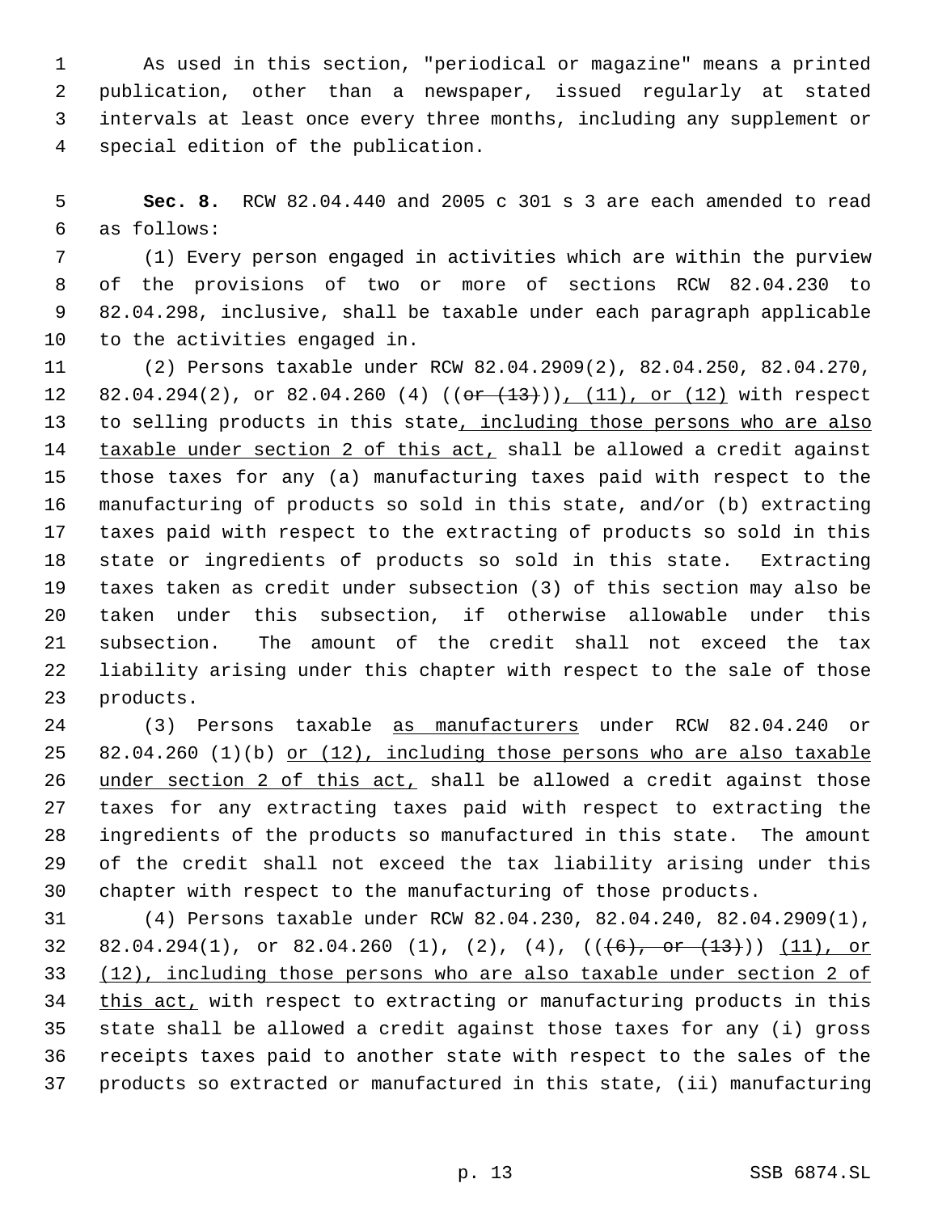As used in this section, "periodical or magazine" means a printed publication, other than a newspaper, issued regularly at stated intervals at least once every three months, including any supplement or special edition of the publication.

**Sec. 8.** RCW 82.04.440 and 2005 c 301 s 3 are each amended to read as follows:

(1) Every person engaged in activities which are within the purview of the provisions of two or more of sections RCW 82.04.230 to 82.04.298, inclusive, shall be taxable under each paragraph applicable to the activities engaged in.

(2) Persons taxable under RCW 82.04.2909(2), 82.04.250, 82.04.270, 82.04.294(2), or 82.04.260 (4) ((~~or (13)~~)), (11), or (12) with respect to selling products in this state, including those persons who are also taxable under section 2 of this act, shall be allowed a credit against those taxes for any (a) manufacturing taxes paid with respect to the manufacturing of products so sold in this state, and/or (b) extracting taxes paid with respect to the extracting of products so sold in this state or ingredients of products so sold in this state. Extracting taxes taken as credit under subsection (3) of this section may also be taken under this subsection, if otherwise allowable under this subsection. The amount of the credit shall not exceed the tax liability arising under this chapter with respect to the sale of those products.

(3) Persons taxable as manufacturers under RCW 82.04.240 or 82.04.260 (1)(b) or (12), including those persons who are also taxable under section 2 of this act, shall be allowed a credit against those taxes for any extracting taxes paid with respect to extracting the ingredients of the products so manufactured in this state. The amount of the credit shall not exceed the tax liability arising under this chapter with respect to the manufacturing of those products.

(4) Persons taxable under RCW 82.04.230, 82.04.240, 82.04.2909(1), 82.04.294(1), or 82.04.260 (1), (2), (4), ((~~(6), or (13)~~)) (11), or (12), including those persons who are also taxable under section 2 of this act, with respect to extracting or manufacturing products in this state shall be allowed a credit against those taxes for any (i) gross receipts taxes paid to another state with respect to the sales of the products so extracted or manufactured in this state, (ii) manufacturing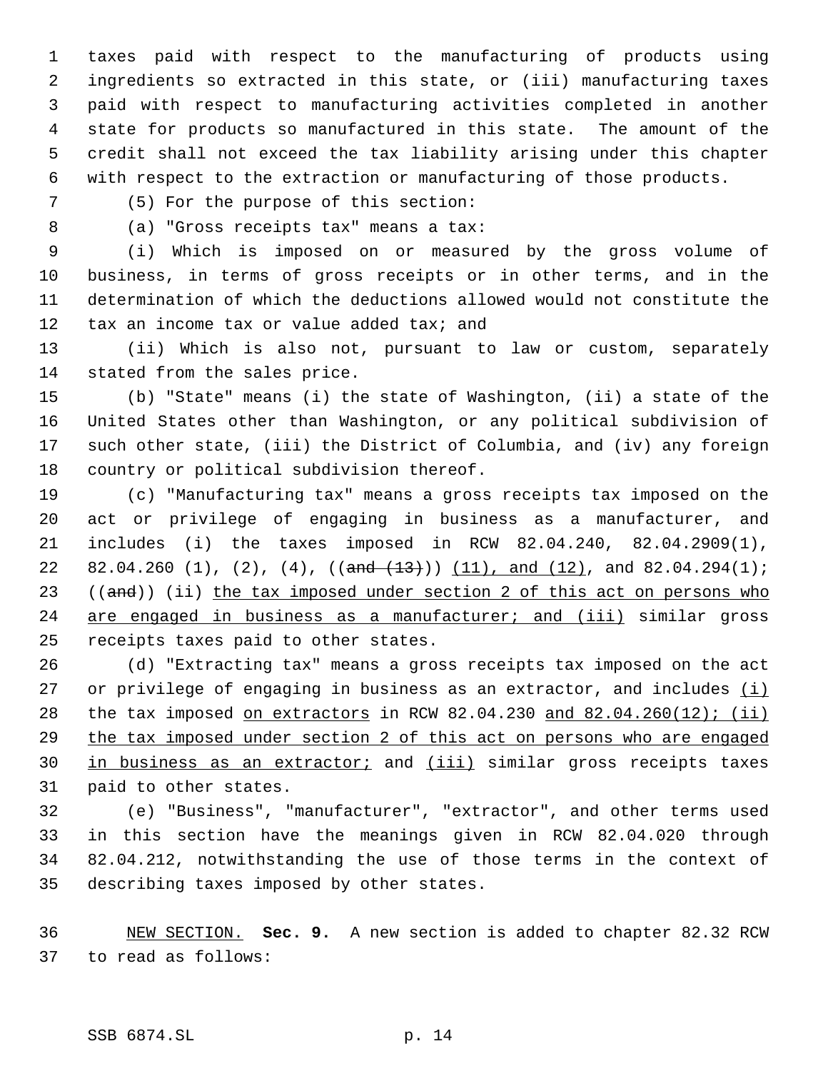taxes paid with respect to the manufacturing of products using ingredients so extracted in this state, or (iii) manufacturing taxes paid with respect to manufacturing activities completed in another state for products so manufactured in this state. The amount of the credit shall not exceed the tax liability arising under this chapter with respect to the extraction or manufacturing of those products.

(5) For the purpose of this section:

(a) "Gross receipts tax" means a tax:

(i) Which is imposed on or measured by the gross volume of business, in terms of gross receipts or in other terms, and in the determination of which the deductions allowed would not constitute the tax an income tax or value added tax; and

(ii) Which is also not, pursuant to law or custom, separately stated from the sales price.

(b) "State" means (i) the state of Washington, (ii) a state of the United States other than Washington, or any political subdivision of such other state, (iii) the District of Columbia, and (iv) any foreign country or political subdivision thereof.

(c) "Manufacturing tax" means a gross receipts tax imposed on the act or privilege of engaging in business as a manufacturer, and includes (i) the taxes imposed in RCW 82.04.240, 82.04.2909(1), 82.04.260 (1), (2), (4), ((~~and (13)~~)) <u>(11), and (12)</u>, and 82.04.294(1); ((~~and~~)) (ii) <u>the tax imposed under section 2 of this act on persons who are engaged in business as a manufacturer; and (iii)</u> similar gross receipts taxes paid to other states.

(d) "Extracting tax" means a gross receipts tax imposed on the act or privilege of engaging in business as an extractor, and includes <u>(i)</u> the tax imposed <u>on extractors</u> in RCW 82.04.230 <u>and 82.04.260(12); (ii) the tax imposed under section 2 of this act on persons who are engaged in business as an extractor;</u> and <u>(iii)</u> similar gross receipts taxes paid to other states.

(e) "Business", "manufacturer", "extractor", and other terms used in this section have the meanings given in RCW 82.04.020 through 82.04.212, notwithstanding the use of those terms in the context of describing taxes imposed by other states.

<u>NEW SECTION.</u> **Sec. 9.** A new section is added to chapter 82.32 RCW to read as follows: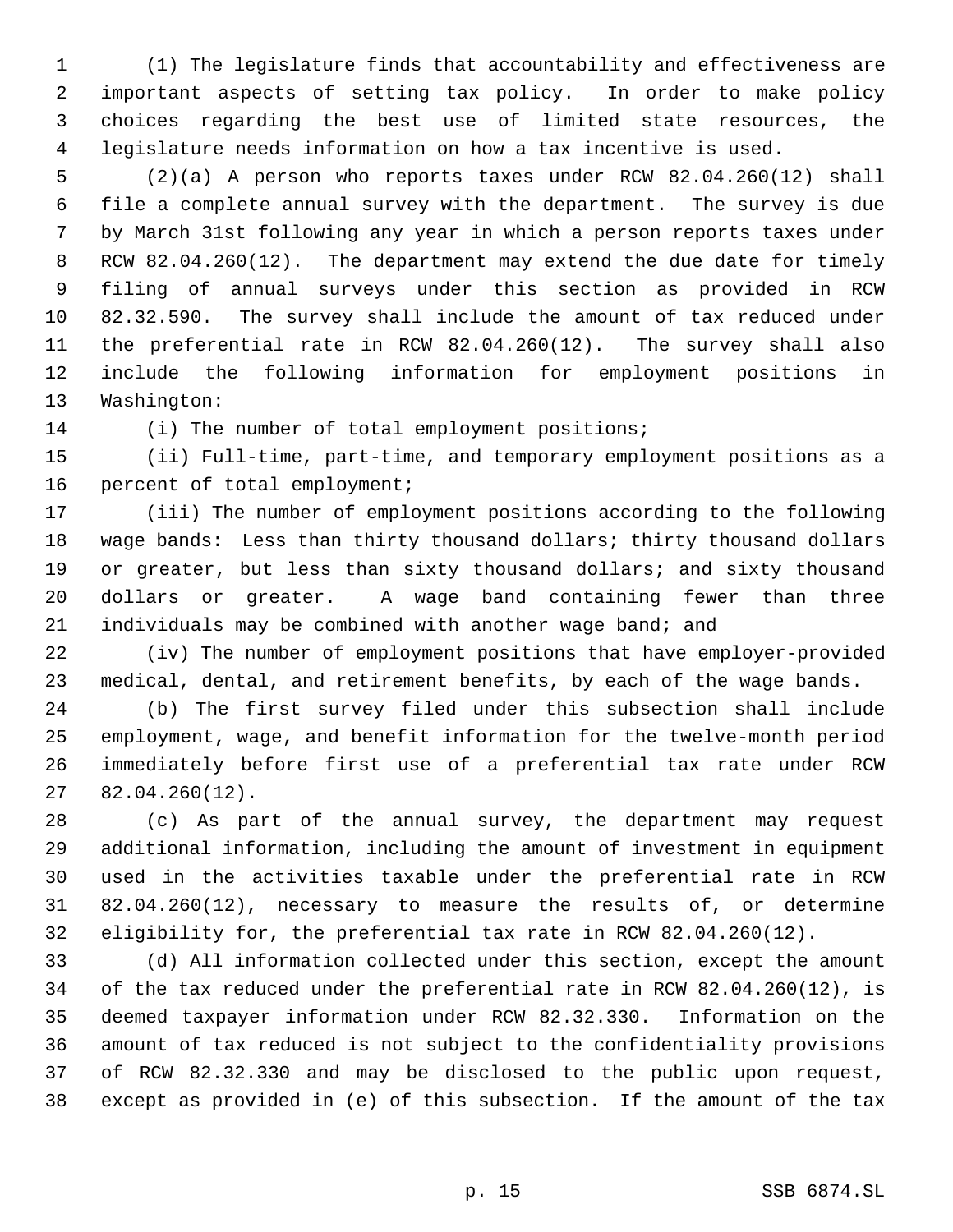(1) The legislature finds that accountability and effectiveness are important aspects of setting tax policy. In order to make policy choices regarding the best use of limited state resources, the legislature needs information on how a tax incentive is used.

(2)(a) A person who reports taxes under RCW 82.04.260(12) shall file a complete annual survey with the department. The survey is due by March 31st following any year in which a person reports taxes under RCW 82.04.260(12). The department may extend the due date for timely filing of annual surveys under this section as provided in RCW 82.32.590. The survey shall include the amount of tax reduced under the preferential rate in RCW 82.04.260(12). The survey shall also include the following information for employment positions in Washington:

(i) The number of total employment positions;

(ii) Full-time, part-time, and temporary employment positions as a percent of total employment;

(iii) The number of employment positions according to the following wage bands: Less than thirty thousand dollars; thirty thousand dollars or greater, but less than sixty thousand dollars; and sixty thousand dollars or greater. A wage band containing fewer than three individuals may be combined with another wage band; and

(iv) The number of employment positions that have employer-provided medical, dental, and retirement benefits, by each of the wage bands.

(b) The first survey filed under this subsection shall include employment, wage, and benefit information for the twelve-month period immediately before first use of a preferential tax rate under RCW 82.04.260(12).

(c) As part of the annual survey, the department may request additional information, including the amount of investment in equipment used in the activities taxable under the preferential rate in RCW 82.04.260(12), necessary to measure the results of, or determine eligibility for, the preferential tax rate in RCW 82.04.260(12).

(d) All information collected under this section, except the amount of the tax reduced under the preferential rate in RCW 82.04.260(12), is deemed taxpayer information under RCW 82.32.330. Information on the amount of tax reduced is not subject to the confidentiality provisions of RCW 82.32.330 and may be disclosed to the public upon request, except as provided in (e) of this subsection. If the amount of the tax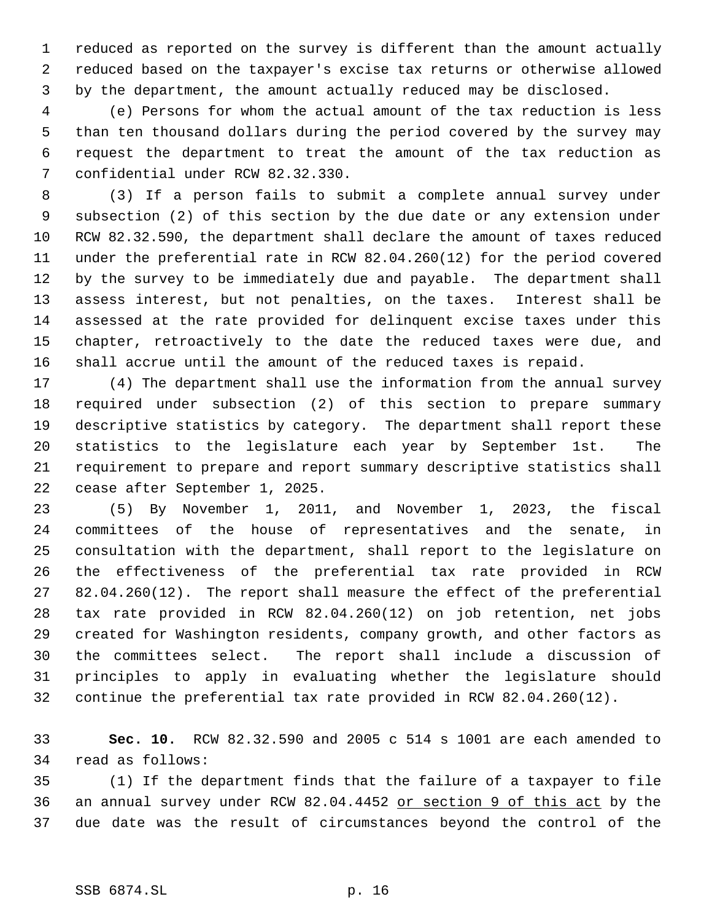reduced as reported on the survey is different than the amount actually reduced based on the taxpayer's excise tax returns or otherwise allowed by the department, the amount actually reduced may be disclosed.

(e) Persons for whom the actual amount of the tax reduction is less than ten thousand dollars during the period covered by the survey may request the department to treat the amount of the tax reduction as confidential under RCW 82.32.330.

(3) If a person fails to submit a complete annual survey under subsection (2) of this section by the due date or any extension under RCW 82.32.590, the department shall declare the amount of taxes reduced under the preferential rate in RCW 82.04.260(12) for the period covered by the survey to be immediately due and payable. The department shall assess interest, but not penalties, on the taxes. Interest shall be assessed at the rate provided for delinquent excise taxes under this chapter, retroactively to the date the reduced taxes were due, and shall accrue until the amount of the reduced taxes is repaid.

(4) The department shall use the information from the annual survey required under subsection (2) of this section to prepare summary descriptive statistics by category. The department shall report these statistics to the legislature each year by September 1st. The requirement to prepare and report summary descriptive statistics shall cease after September 1, 2025.

(5) By November 1, 2011, and November 1, 2023, the fiscal committees of the house of representatives and the senate, in consultation with the department, shall report to the legislature on the effectiveness of the preferential tax rate provided in RCW 82.04.260(12). The report shall measure the effect of the preferential tax rate provided in RCW 82.04.260(12) on job retention, net jobs created for Washington residents, company growth, and other factors as the committees select. The report shall include a discussion of principles to apply in evaluating whether the legislature should continue the preferential tax rate provided in RCW 82.04.260(12).

**Sec. 10.** RCW 82.32.590 and 2005 c 514 s 1001 are each amended to read as follows:

(1) If the department finds that the failure of a taxpayer to file an annual survey under RCW 82.04.4452 <u>or section 9 of this act</u> by the due date was the result of circumstances beyond the control of the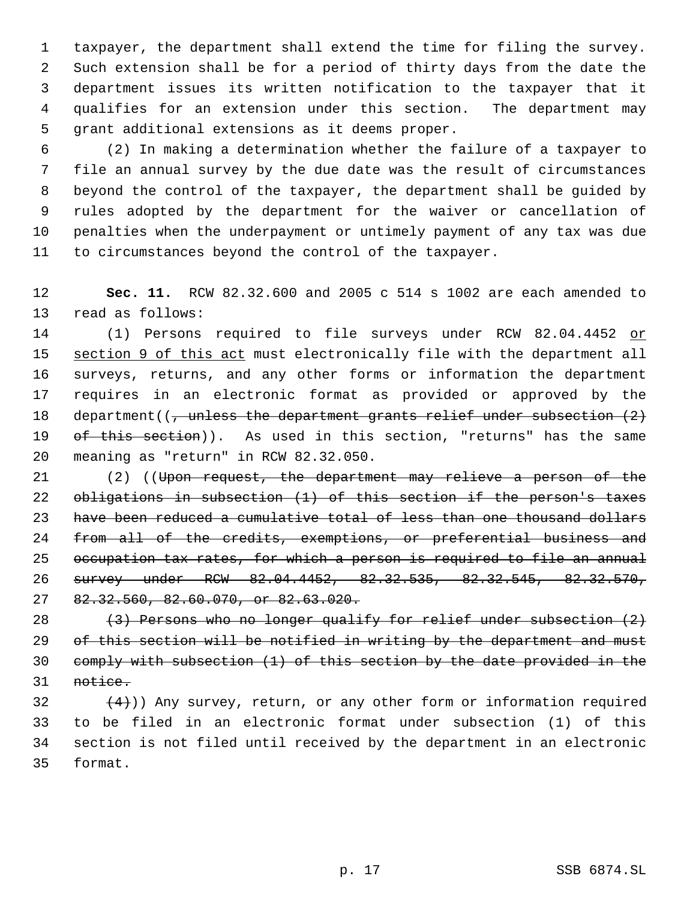taxpayer, the department shall extend the time for filing the survey. Such extension shall be for a period of thirty days from the date the department issues its written notification to the taxpayer that it qualifies for an extension under this section. The department may grant additional extensions as it deems proper.

(2) In making a determination whether the failure of a taxpayer to file an annual survey by the due date was the result of circumstances beyond the control of the taxpayer, the department shall be guided by rules adopted by the department for the waiver or cancellation of penalties when the underpayment or untimely payment of any tax was due to circumstances beyond the control of the taxpayer.

**Sec. 11.** RCW 82.32.600 and 2005 c 514 s 1002 are each amended to read as follows:

(1) Persons required to file surveys under RCW 82.04.4452 <u>or section 9 of this act</u> must electronically file with the department all surveys, returns, and any other forms or information the department requires in an electronic format as provided or approved by the department((~~, unless the department grants relief under subsection (2) of this section~~)). As used in this section, "returns" has the same meaning as "return" in RCW 82.32.050.

(2) ((~~Upon request, the department may relieve a person of the obligations in subsection (1) of this section if the person's taxes have been reduced a cumulative total of less than one thousand dollars from all of the credits, exemptions, or preferential business and occupation tax rates, for which a person is required to file an annual survey under RCW 82.04.4452, 82.32.535, 82.32.545, 82.32.570, 82.32.560, 82.60.070, or 82.63.020.~~

~~(3) Persons who no longer qualify for relief under subsection (2) of this section will be notified in writing by the department and must comply with subsection (1) of this section by the date provided in the notice.~~

~~(4)~~)) Any survey, return, or any other form or information required to be filed in an electronic format under subsection (1) of this section is not filed until received by the department in an electronic format.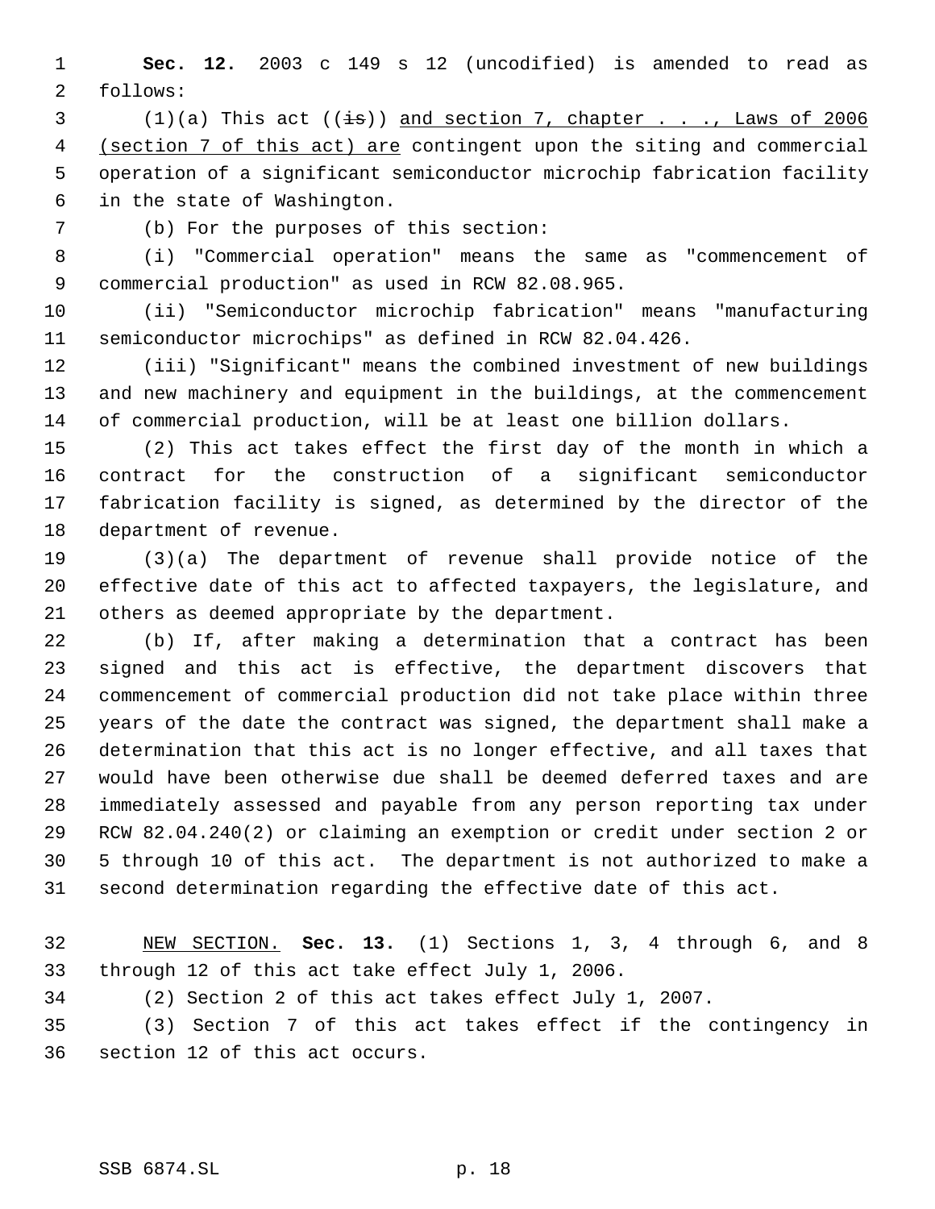**Sec. 12.** 2003 c 149 s 12 (uncodified) is amended to read as follows:

(1)(a) This act ((~~is~~)) <u>and section 7, chapter . . ., Laws of 2006 (section 7 of this act) are</u> contingent upon the siting and commercial operation of a significant semiconductor microchip fabrication facility in the state of Washington.

(b) For the purposes of this section:

(i) "Commercial operation" means the same as "commencement of commercial production" as used in RCW 82.08.965.

(ii) "Semiconductor microchip fabrication" means "manufacturing semiconductor microchips" as defined in RCW 82.04.426.

(iii) "Significant" means the combined investment of new buildings and new machinery and equipment in the buildings, at the commencement of commercial production, will be at least one billion dollars.

(2) This act takes effect the first day of the month in which a contract for the construction of a significant semiconductor fabrication facility is signed, as determined by the director of the department of revenue.

(3)(a) The department of revenue shall provide notice of the effective date of this act to affected taxpayers, the legislature, and others as deemed appropriate by the department.

(b) If, after making a determination that a contract has been signed and this act is effective, the department discovers that commencement of commercial production did not take place within three years of the date the contract was signed, the department shall make a determination that this act is no longer effective, and all taxes that would have been otherwise due shall be deemed deferred taxes and are immediately assessed and payable from any person reporting tax under RCW 82.04.240(2) or claiming an exemption or credit under section 2 or 5 through 10 of this act. The department is not authorized to make a second determination regarding the effective date of this act.

<u>NEW SECTION.</u> **Sec. 13.** (1) Sections 1, 3, 4 through 6, and 8 through 12 of this act take effect July 1, 2006.

(2) Section 2 of this act takes effect July 1, 2007.

(3) Section 7 of this act takes effect if the contingency in section 12 of this act occurs.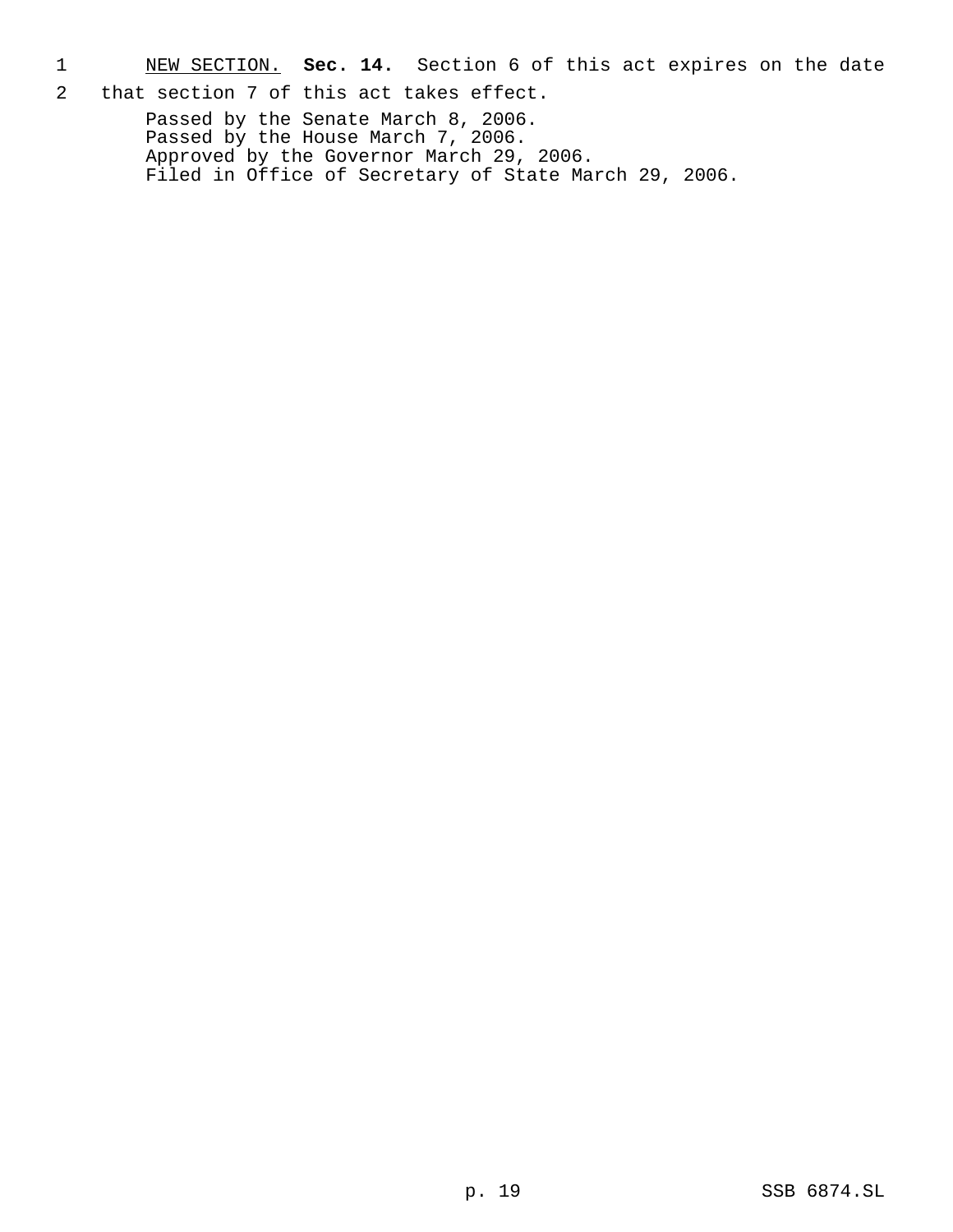NEW SECTION. **Sec. 14.** Section 6 of this act expires on the date that section 7 of this act takes effect.

Passed by the Senate March 8, 2006.
Passed by the House March 7, 2006.
Approved by the Governor March 29, 2006.
Filed in Office of Secretary of State March 29, 2006.